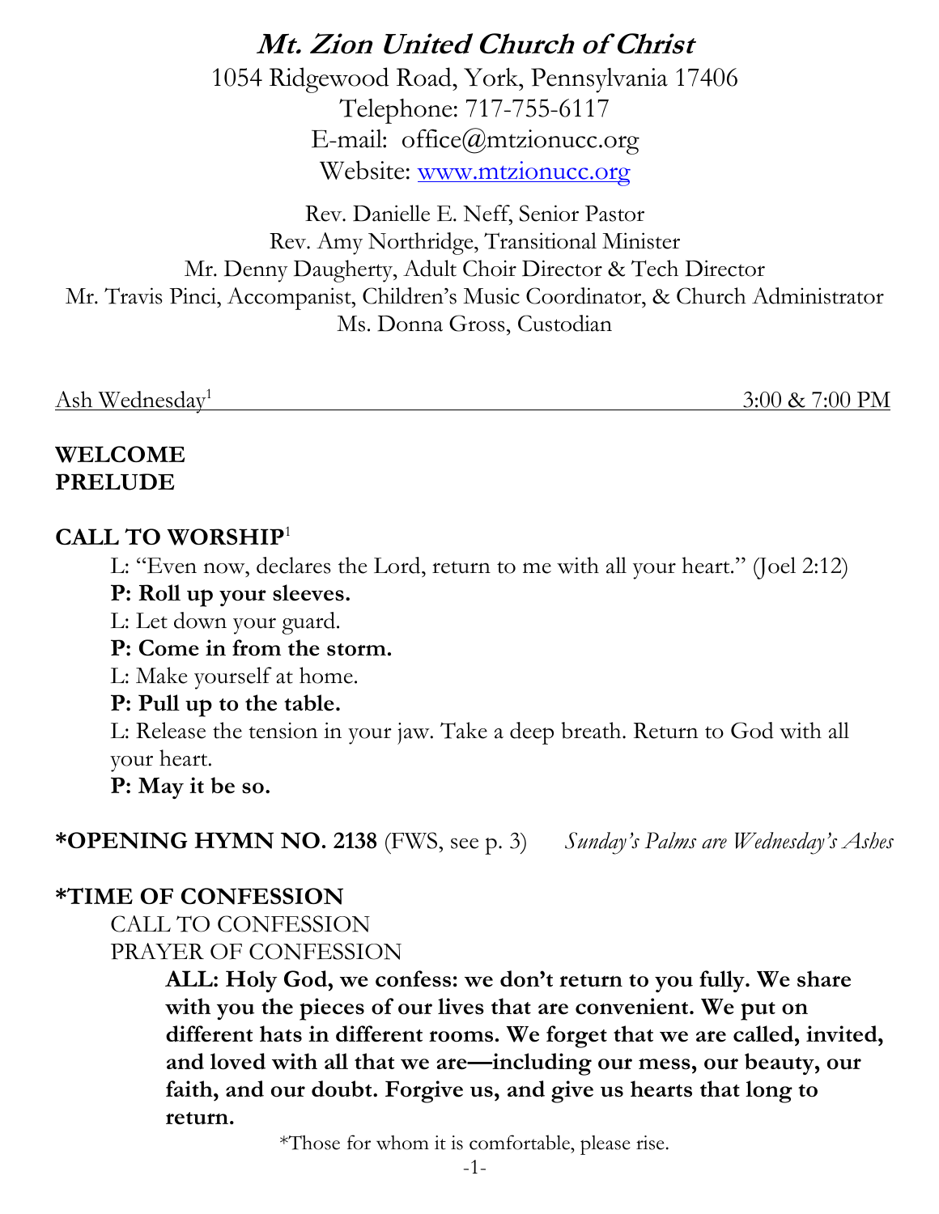# Mt. Zion United Church of Christ

1054 Ridgewood Road, York, Pennsylvania 17406
Telephone: 717-755-6117
E-mail: office@mtzionucc.org
Website: www.mtzionucc.org

Rev. Danielle E. Neff, Senior Pastor
Rev. Amy Northridge, Transitional Minister
Mr. Denny Daugherty, Adult Choir Director & Tech Director
Mr. Travis Pinci, Accompanist, Children's Music Coordinator, & Church Administrator
Ms. Donna Gross, Custodian

Ash Wednesday[1] — 3:00 & 7:00 PM

**WELCOME**
**PRELUDE**

**CALL TO WORSHIP**[1]

L: "Even now, declares the Lord, return to me with all your heart." (Joel 2:12)
**P: Roll up your sleeves.**
L: Let down your guard.
**P: Come in from the storm.**
L: Make yourself at home.
**P: Pull up to the table.**
L: Release the tension in your jaw. Take a deep breath. Return to God with all your heart.
**P: May it be so.**

**\*OPENING HYMN NO. 2138** (FWS, see p. 3) *Sunday's Palms are Wednesday's Ashes*

**\*TIME OF CONFESSION**

CALL TO CONFESSION

PRAYER OF CONFESSION

**ALL: Holy God, we confess: we don't return to you fully. We share with you the pieces of our lives that are convenient. We put on different hats in different rooms. We forget that we are called, invited, and loved with all that we are—including our mess, our beauty, our faith, and our doubt. Forgive us, and give us hearts that long to return.**

\*Those for whom it is comfortable, please rise.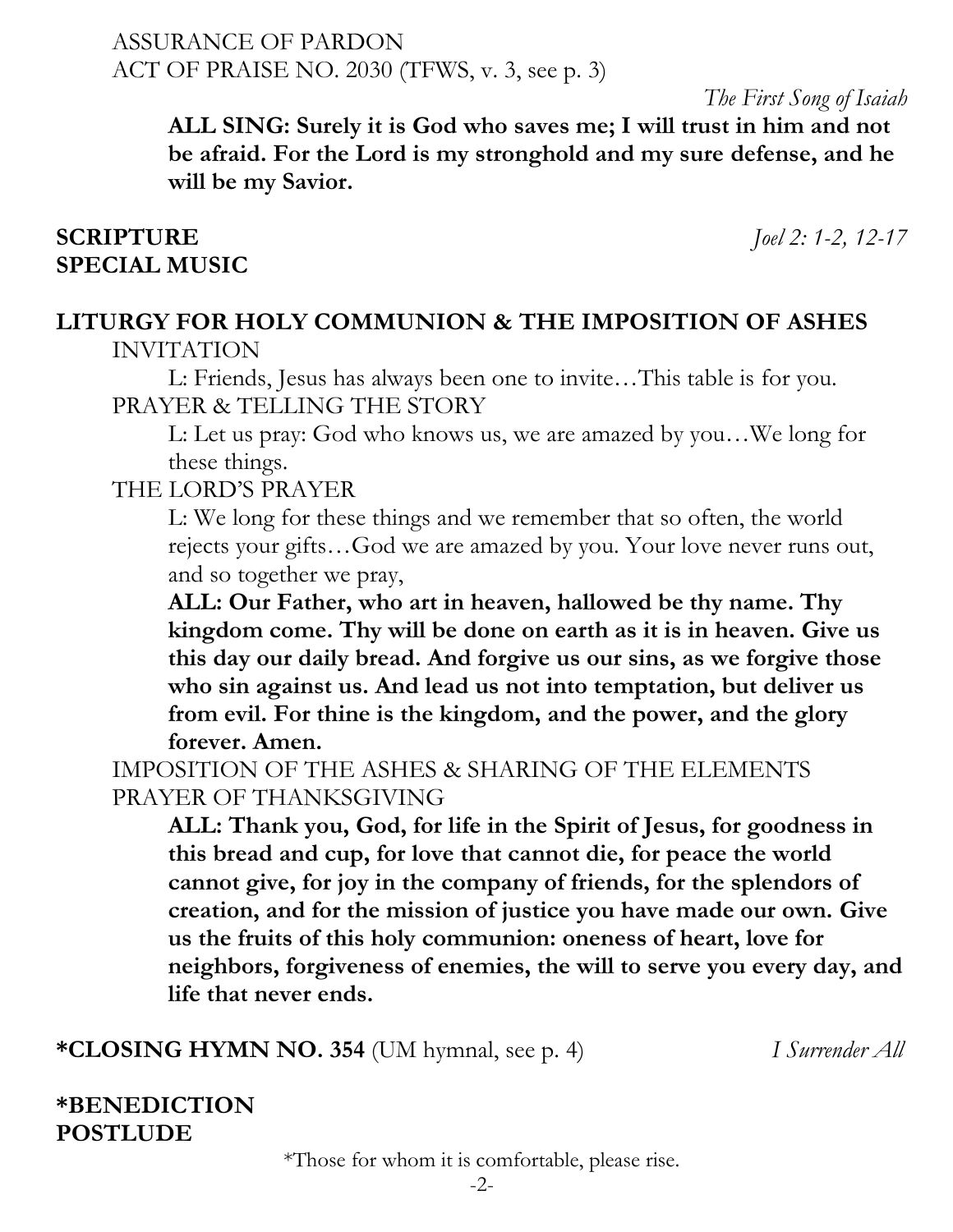ASSURANCE OF PARDON
ACT OF PRAISE NO. 2030 (TFWS, v. 3, see p. 3)

*The First Song of Isaiah*

**ALL SING: Surely it is God who saves me; I will trust in him and not be afraid. For the Lord is my stronghold and my sure defense, and he will be my Savior.**

**SCRIPTURE** *Joel 2: 1-2, 12-17*

**SPECIAL MUSIC**

**LITURGY FOR HOLY COMMUNION & THE IMPOSITION OF ASHES**

INVITATION

L: Friends, Jesus has always been one to invite…This table is for you.

PRAYER & TELLING THE STORY

L: Let us pray: God who knows us, we are amazed by you…We long for these things.

THE LORD'S PRAYER

L: We long for these things and we remember that so often, the world rejects your gifts…God we are amazed by you. Your love never runs out, and so together we pray,

**ALL: Our Father, who art in heaven, hallowed be thy name. Thy kingdom come. Thy will be done on earth as it is in heaven. Give us this day our daily bread. And forgive us our sins, as we forgive those who sin against us. And lead us not into temptation, but deliver us from evil. For thine is the kingdom, and the power, and the glory forever. Amen.**

IMPOSITION OF THE ASHES & SHARING OF THE ELEMENTS

PRAYER OF THANKSGIVING

**ALL: Thank you, God, for life in the Spirit of Jesus, for goodness in this bread and cup, for love that cannot die, for peace the world cannot give, for joy in the company of friends, for the splendors of creation, and for the mission of justice you have made our own. Give us the fruits of this holy communion: oneness of heart, love for neighbors, forgiveness of enemies, the will to serve you every day, and life that never ends.**

**\*CLOSING HYMN NO. 354** (UM hymnal, see p. 4) *I Surrender All*

**\*BENEDICTION**

**POSTLUDE**

\*Those for whom it is comfortable, please rise.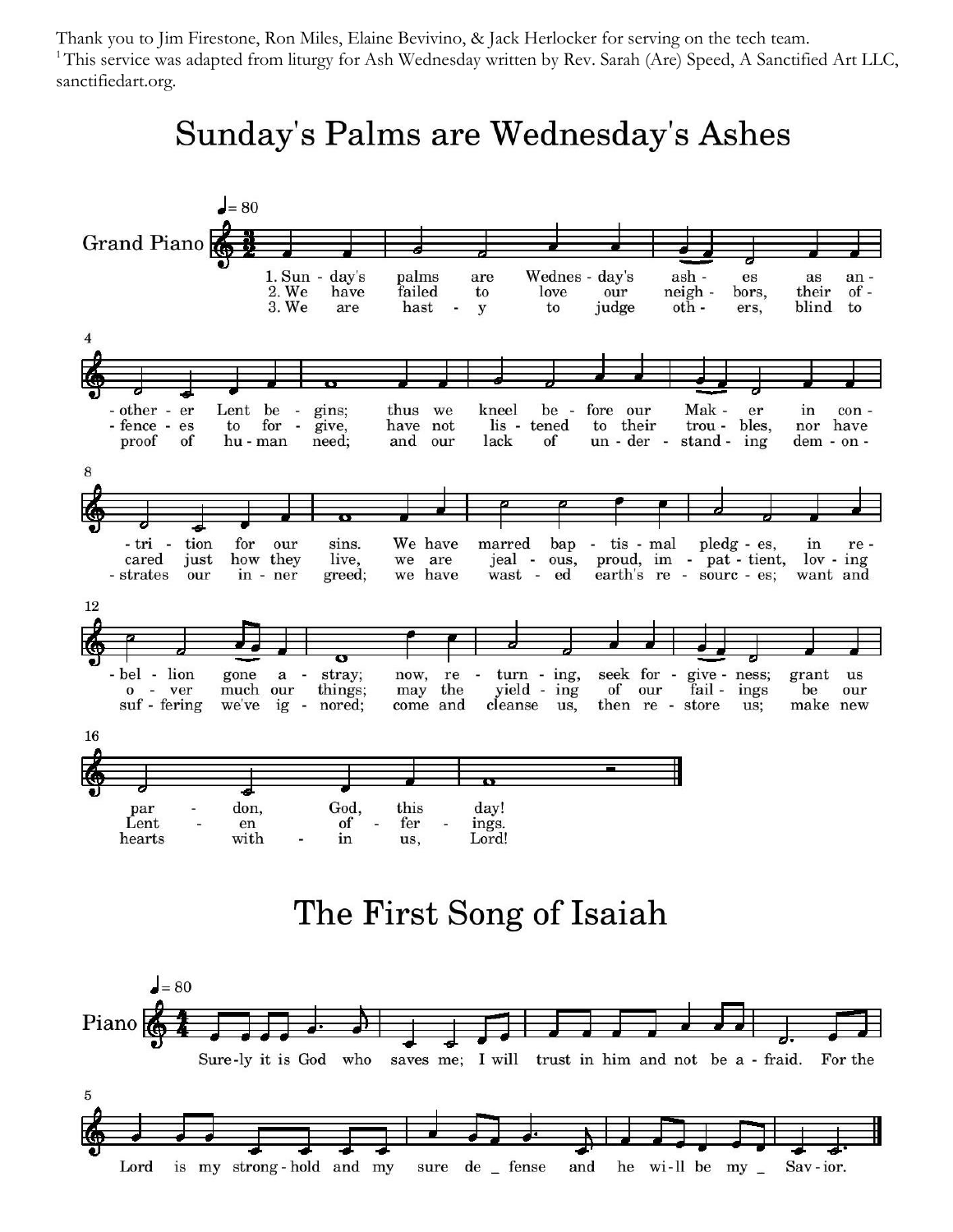Thank you to Jim Firestone, Ron Miles, Elaine Bevivino, & Jack Herlocker for serving on the tech team.

[1] This service was adapted from liturgy for Ash Wednesday written by Rev. Sarah (Are) Speed, A Sanctified Art LLC, sanctifiedart.org.

# Sunday's Palms are Wednesday's Ashes

1. Sunday's palms are Wednesday's ashes as another Lent begins; thus we kneel before our Maker in contrition for our sins. We have marred baptismal pledges, in rebellion gone astray; now, returning, seek forgiveness; grant us pardon, God, this day!

2. We have failed to love our neighbors, their offences to forgive, have not listened to their troubles, nor have cared just how they live, we are jealous, proud, impatient, loving over much our things; may the yielding of our failings be our Lenten offerings.

3. We are hasty to judge others, blind to proof of human need; and our lack of understanding demonstrates our inner greed; we have wasted earth's resources; want and suffering we've ignored; come and cleanse us, then restore us; make new hearts within us, Lord!

# The First Song of Isaiah

Surely it is God who saves me; I will trust in him and not be afraid. For the Lord is my stronghold and my sure defense and he will be my Savior.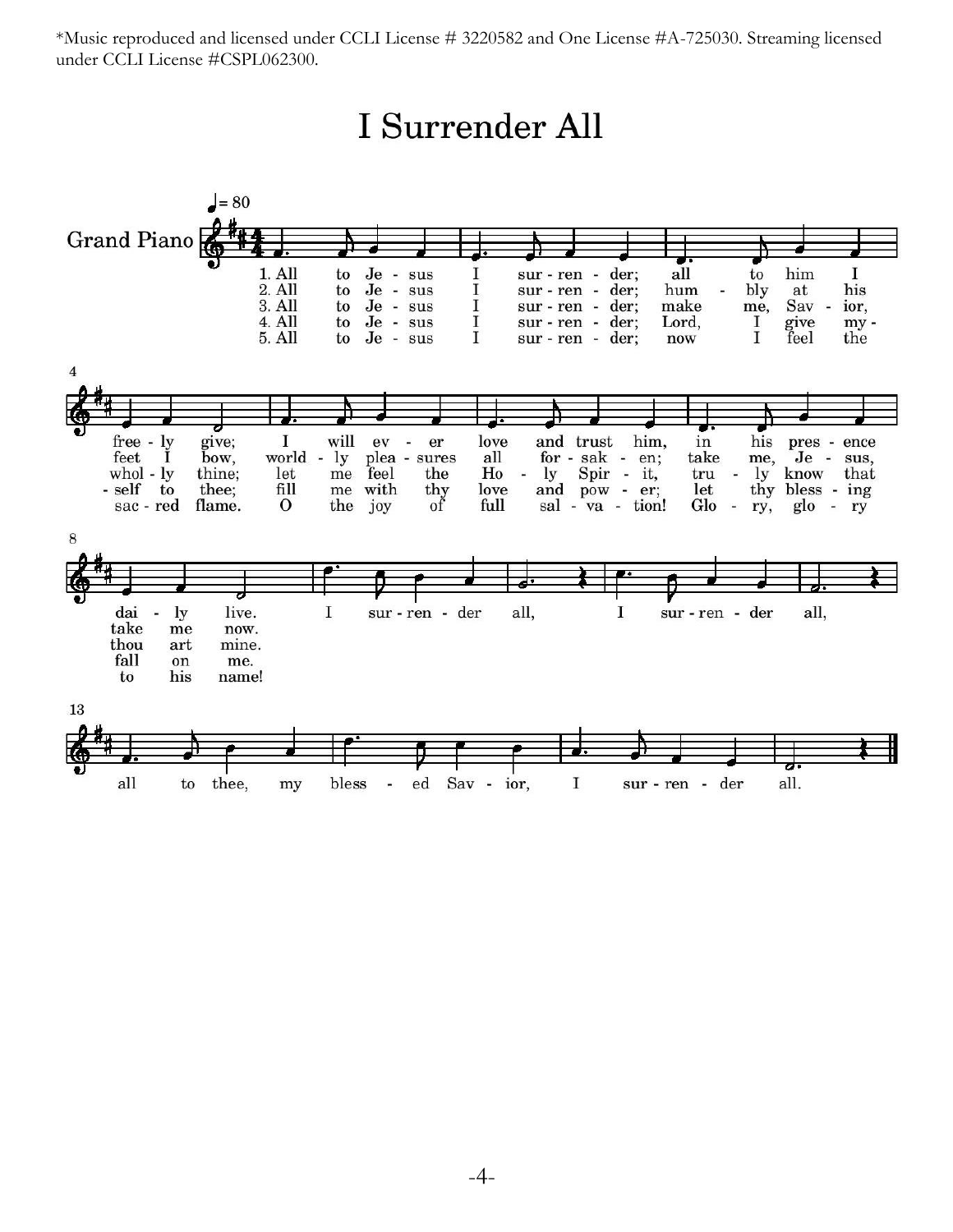*Music reproduced and licensed under CCLI License # 3220582 and One License #A-725030. Streaming licensed under CCLI License #CSPL062300.

# I Surrender All

♩= 80

Grand Piano

1. All to Je - sus I sur - ren - der; all to him I free - ly give; I will ev - er love and trust him, in his pres - ence dai - ly live.
2. All to Je - sus I sur - ren - der; hum - bly at his feet I bow, world - ly plea - sures all for - sak - en; take me, Je - sus, take me now.
3. All to Je - sus I sur - ren - der; make me, Sav - ior, whol - ly thine; let me feel the Ho - ly Spir - it, tru - ly know that thou art mine.
4. All to Je - sus I sur - ren - der; Lord, I give my - self to thee; fill me with thy love and pow - er; let thy bless - ing fall on me.
5. All to Je - sus I sur - ren - der; now I feel the sac - red flame. O the joy of full sal - va - tion! Glo - ry, glo - ry to his name!

I sur - ren - der all, I sur - ren - der all, all to thee, my bless - ed Sav - ior, I sur - ren - der all.